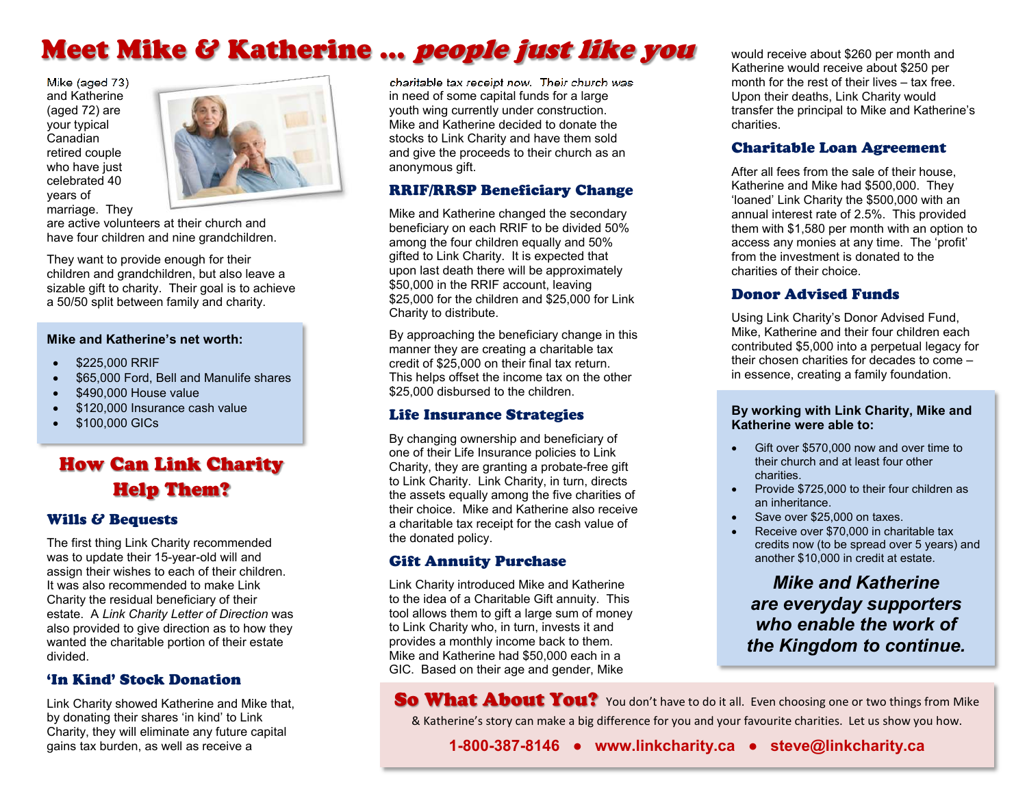# Meet Mike & Katherine ... *people just like you*

Mike (aged 73) and Katherine (aged 72) are your typical Canadian retired couple who have just celebrated 40 years of marriage. They are active volunteers at their church and have four children and nine grandchildren.

They want to provide enough for their children and grandchildren, but also leave a sizable gift to charity. Their goal is to achieve a 50/50 split between family and charity.

**Mike and Katherine's net worth:**

- $225,000 RRIF
- $65,000 Ford, Bell and Manulife shares
- $490,000 House value
- $120,000 Insurance cash value
- $100,000 GICs

## How Can Link Charity Help Them?

### Wills & Bequests

The first thing Link Charity recommended was to update their 15-year-old will and assign their wishes to each of their children. It was also recommended to make Link Charity the residual beneficiary of their estate. A *Link Charity Letter of Direction* was also provided to give direction as to how they wanted the charitable portion of their estate divided.

### 'In Kind' Stock Donation

Link Charity showed Katherine and Mike that, by donating their shares 'in kind' to Link Charity, they will eliminate any future capital gains tax burden, as well as receive a charitable tax receipt now. Their church was in need of some capital funds for a large youth wing currently under construction. Mike and Katherine decided to donate the stocks to Link Charity and have them sold and give the proceeds to their church as an anonymous gift.

### RRIF/RRSP Beneficiary Change

Mike and Katherine changed the secondary beneficiary on each RRIF to be divided 50% among the four children equally and 50% gifted to Link Charity. It is expected that upon last death there will be approximately $50,000 in the RRIF account, leaving $25,000 for the children and $25,000 for Link Charity to distribute.

By approaching the beneficiary change in this manner they are creating a charitable tax credit of $25,000 on their final tax return. This helps offset the income tax on the other $25,000 disbursed to the children.

### Life Insurance Strategies

By changing ownership and beneficiary of one of their Life Insurance policies to Link Charity, they are granting a probate-free gift to Link Charity. Link Charity, in turn, directs the assets equally among the five charities of their choice. Mike and Katherine also receive a charitable tax receipt for the cash value of the donated policy.

### Gift Annuity Purchase

Link Charity introduced Mike and Katherine to the idea of a Charitable Gift annuity. This tool allows them to gift a large sum of money to Link Charity who, in turn, invests it and provides a monthly income back to them. Mike and Katherine had $50,000 each in a GIC. Based on their age and gender, Mike would receive about $260 per month and Katherine would receive about $250 per month for the rest of their lives – tax free. Upon their deaths, Link Charity would transfer the principal to Mike and Katherine's charities.

### Charitable Loan Agreement

After all fees from the sale of their house, Katherine and Mike had $500,000. They 'loaned' Link Charity the $500,000 with an annual interest rate of 2.5%. This provided them with $1,580 per month with an option to access any monies at any time. The 'profit' from the investment is donated to the charities of their choice.

### Donor Advised Funds

Using Link Charity's Donor Advised Fund, Mike, Katherine and their four children each contributed $5,000 into a perpetual legacy for their chosen charities for decades to come – in essence, creating a family foundation.

**By working with Link Charity, Mike and Katherine were able to:**

- Gift over $570,000 now and over time to their church and at least four other charities.
- Provide $725,000 to their four children as an inheritance.
- Save over $25,000 on taxes.
- Receive over $70,000 in charitable tax credits now (to be spread over 5 years) and another $10,000 in credit at estate.

***Mike and Katherine are everyday supporters who enable the work of the Kingdom to continue.***

**So What About You?** You don't have to do it all. Even choosing one or two things from Mike & Katherine's story can make a big difference for you and your favourite charities. Let us show you how.

**1-800-387-8146 • www.linkcharity.ca • steve@linkcharity.ca**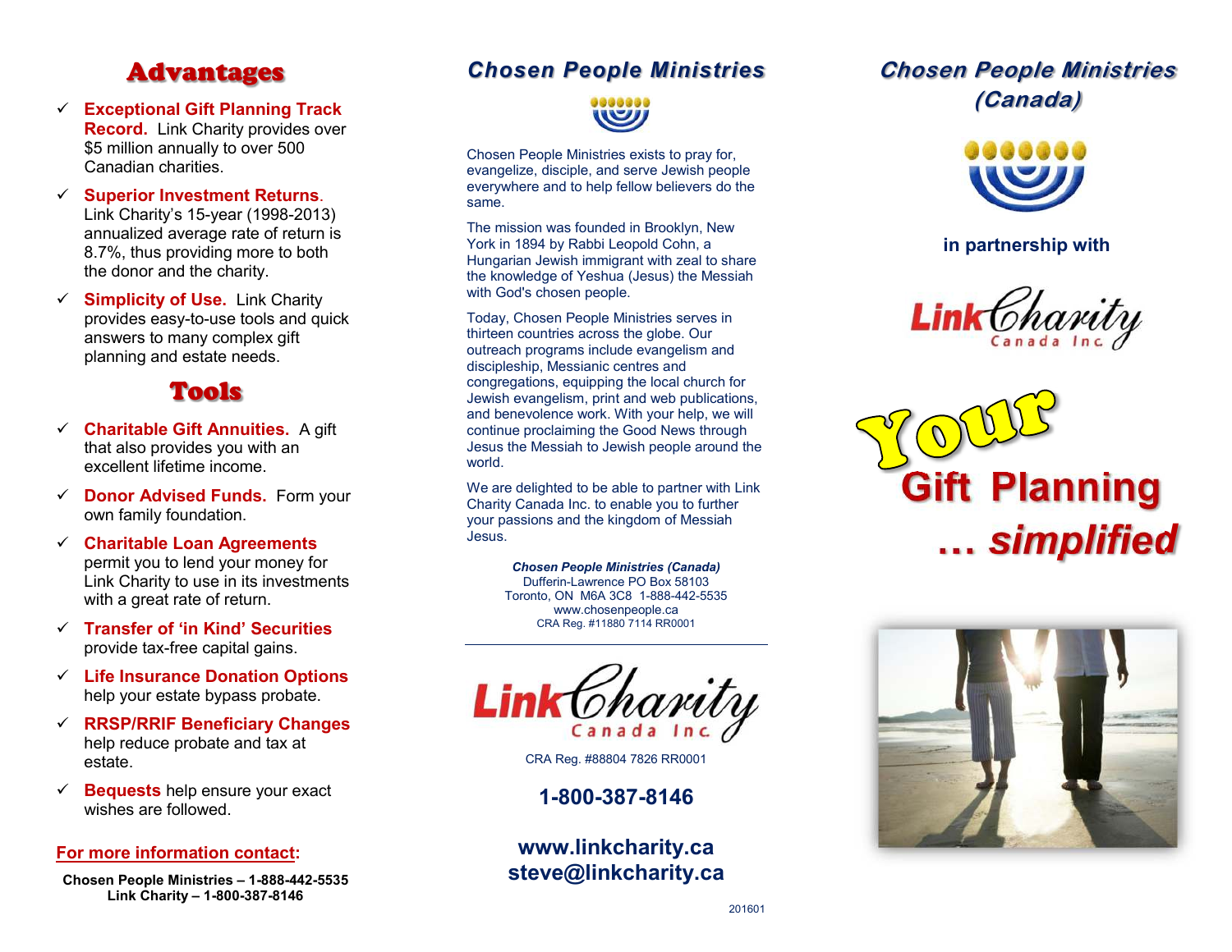# Advantages

- ✓ **Exceptional Gift Planning Track Record.** Link Charity provides over $5 million annually to over 500 Canadian charities.
- ✓ **Superior Investment Returns.** Link Charity's 15-year (1998-2013) annualized average rate of return is 8.7%, thus providing more to both the donor and the charity.
- ✓ **Simplicity of Use.** Link Charity provides easy-to-use tools and quick answers to many complex gift planning and estate needs.

# Tools

- ✓ **Charitable Gift Annuities.** A gift that also provides you with an excellent lifetime income.
- ✓ **Donor Advised Funds.** Form your own family foundation.
- ✓ **Charitable Loan Agreements** permit you to lend your money for Link Charity to use in its investments with a great rate of return.
- ✓ **Transfer of 'in Kind' Securities** provide tax-free capital gains.
- ✓ **Life Insurance Donation Options** help your estate bypass probate.
- ✓ **RRSP/RRIF Beneficiary Changes** help reduce probate and tax at estate.
- ✓ **Bequests** help ensure your exact wishes are followed.

**For more information contact:**

**Chosen People Ministries – 1-888-442-5535**
**Link Charity – 1-800-387-8146**

## Chosen People Ministries

Chosen People Ministries exists to pray for, evangelize, disciple, and serve Jewish people everywhere and to help fellow believers do the same.

The mission was founded in Brooklyn, New York in 1894 by Rabbi Leopold Cohn, a Hungarian Jewish immigrant with zeal to share the knowledge of Yeshua (Jesus) the Messiah with God's chosen people.

Today, Chosen People Ministries serves in thirteen countries across the globe. Our outreach programs include evangelism and discipleship, Messianic centres and congregations, equipping the local church for Jewish evangelism, print and web publications, and benevolence work. With your help, we will continue proclaiming the Good News through Jesus the Messiah to Jewish people around the world.

We are delighted to be able to partner with Link Charity Canada Inc. to enable you to further your passions and the kingdom of Messiah Jesus.

***Chosen People Ministries (Canada)***
Dufferin-Lawrence PO Box 58103
Toronto, ON M6A 3C8 1-888-442-5535
www.chosenpeople.ca
CRA Reg. #11880 7114 RR0001

---

Link Charity Canada Inc.

CRA Reg. #88804 7826 RR0001

**1-800-387-8146**

**www.linkcharity.ca**
**steve@linkcharity.ca**

201601

## *Chosen People Ministries (Canada)*

**in partnership with**

Link Charity Canada Inc.

# Your Gift Planning … *simplified*